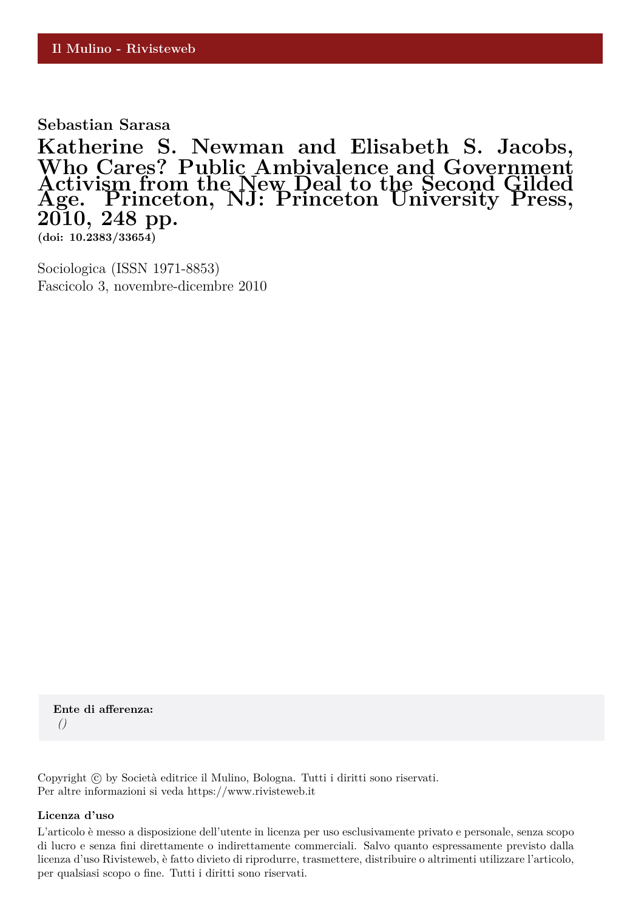Il Mulino - Rivisteweb

**Sebastian Sarasa**

# Katherine S. Newman and Elisabeth S. Jacobs, Who Cares? Public Ambivalence and Government Activism from the New Deal to the Second Gilded Age. Princeton, NJ: Princeton University Press, 2010, 248 pp.

**(doi: 10.2383/33654)**

Sociologica (ISSN 1971-8853)
Fascicolo 3, novembre-dicembre 2010

**Ente di afferenza:**
*()*

Copyright © by Società editrice il Mulino, Bologna. Tutti i diritti sono riservati.
Per altre informazioni si veda https://www.rivisteweb.it

**Licenza d'uso**

L'articolo è messo a disposizione dell'utente in licenza per uso esclusivamente privato e personale, senza scopo di lucro e senza fini direttamente o indirettamente commerciali. Salvo quanto espressamente previsto dalla licenza d'uso Rivisteweb, è fatto divieto di riprodurre, trasmettere, distribuire o altrimenti utilizzare l'articolo, per qualsiasi scopo o fine. Tutti i diritti sono riservati.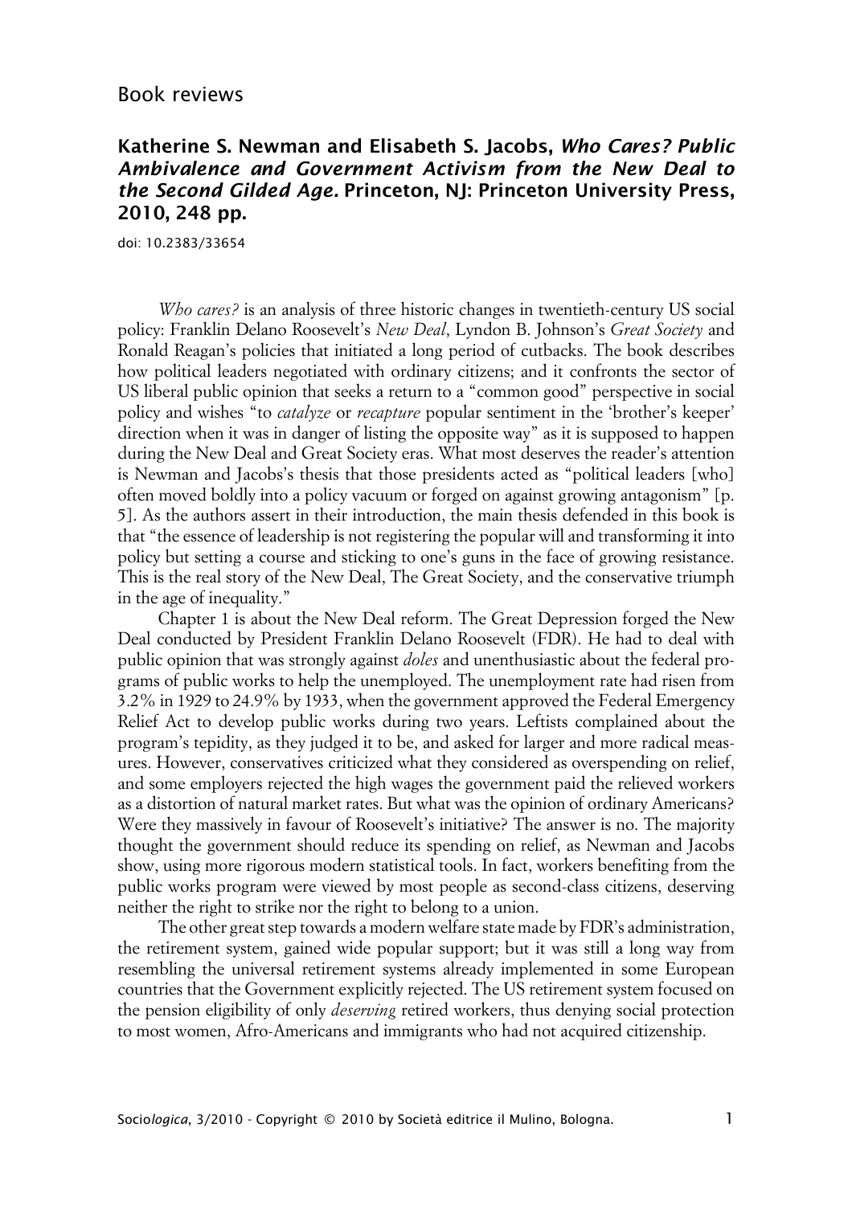# Book reviews

## Katherine S. Newman and Elisabeth S. Jacobs, *Who Cares? Public Ambivalence and Government Activism from the New Deal to the Second Gilded Age.* Princeton, NJ: Princeton University Press, 2010, 248 pp.

doi: 10.2383/33654

*Who cares?* is an analysis of three historic changes in twentieth-century US social policy: Franklin Delano Roosevelt's *New Deal*, Lyndon B. Johnson's *Great Society* and Ronald Reagan's policies that initiated a long period of cutbacks. The book describes how political leaders negotiated with ordinary citizens; and it confronts the sector of US liberal public opinion that seeks a return to a "common good" perspective in social policy and wishes "to *catalyze* or *recapture* popular sentiment in the 'brother's keeper' direction when it was in danger of listing the opposite way" as it is supposed to happen during the New Deal and Great Society eras. What most deserves the reader's attention is Newman and Jacobs's thesis that those presidents acted as "political leaders [who] often moved boldly into a policy vacuum or forged on against growing antagonism" [p. 5]. As the authors assert in their introduction, the main thesis defended in this book is that "the essence of leadership is not registering the popular will and transforming it into policy but setting a course and sticking to one's guns in the face of growing resistance. This is the real story of the New Deal, The Great Society, and the conservative triumph in the age of inequality."

Chapter 1 is about the New Deal reform. The Great Depression forged the New Deal conducted by President Franklin Delano Roosevelt (FDR). He had to deal with public opinion that was strongly against *doles* and unenthusiastic about the federal programs of public works to help the unemployed. The unemployment rate had risen from 3.2% in 1929 to 24.9% by 1933, when the government approved the Federal Emergency Relief Act to develop public works during two years. Leftists complained about the program's tepidity, as they judged it to be, and asked for larger and more radical measures. However, conservatives criticized what they considered as overspending on relief, and some employers rejected the high wages the government paid the relieved workers as a distortion of natural market rates. But what was the opinion of ordinary Americans? Were they massively in favour of Roosevelt's initiative? The answer is no. The majority thought the government should reduce its spending on relief, as Newman and Jacobs show, using more rigorous modern statistical tools. In fact, workers benefiting from the public works program were viewed by most people as second-class citizens, deserving neither the right to strike nor the right to belong to a union.

The other great step towards a modern welfare state made by FDR's administration, the retirement system, gained wide popular support; but it was still a long way from resembling the universal retirement systems already implemented in some European countries that the Government explicitly rejected. The US retirement system focused on the pension eligibility of only *deserving* retired workers, thus denying social protection to most women, Afro-Americans and immigrants who had not acquired citizenship.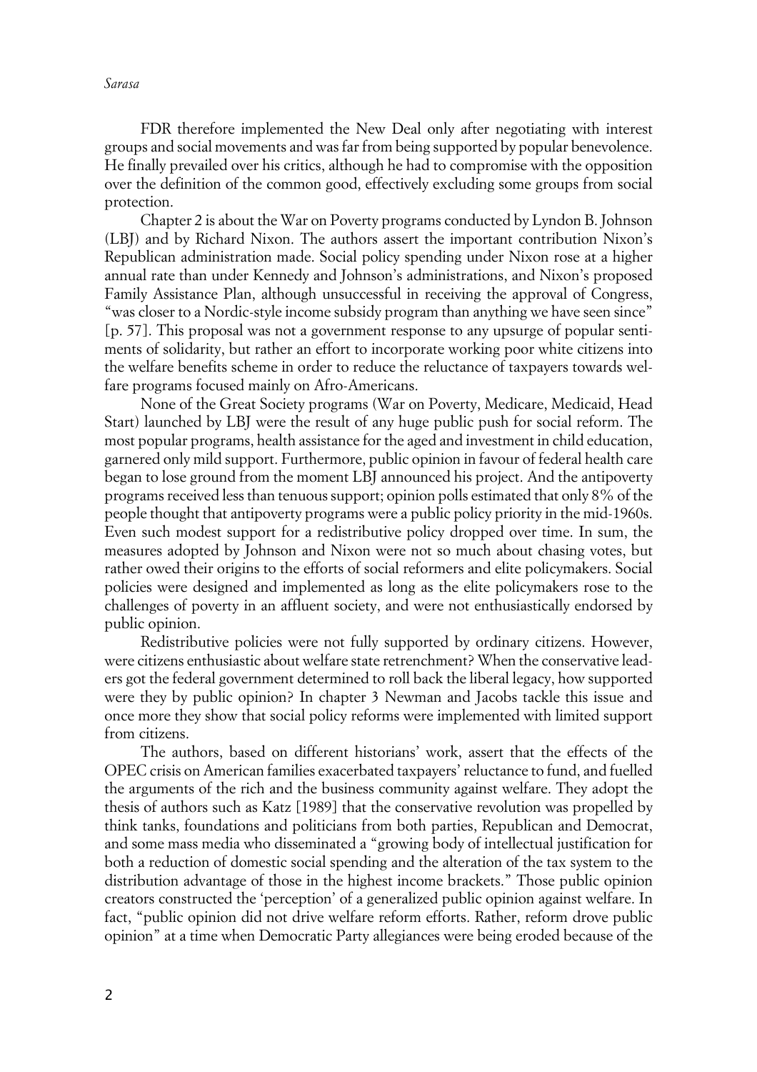FDR therefore implemented the New Deal only after negotiating with interest groups and social movements and was far from being supported by popular benevolence. He finally prevailed over his critics, although he had to compromise with the opposition over the definition of the common good, effectively excluding some groups from social protection.

Chapter 2 is about the War on Poverty programs conducted by Lyndon B. Johnson (LBJ) and by Richard Nixon. The authors assert the important contribution Nixon's Republican administration made. Social policy spending under Nixon rose at a higher annual rate than under Kennedy and Johnson's administrations, and Nixon's proposed Family Assistance Plan, although unsuccessful in receiving the approval of Congress, "was closer to a Nordic-style income subsidy program than anything we have seen since" [p. 57]. This proposal was not a government response to any upsurge of popular sentiments of solidarity, but rather an effort to incorporate working poor white citizens into the welfare benefits scheme in order to reduce the reluctance of taxpayers towards welfare programs focused mainly on Afro-Americans.

None of the Great Society programs (War on Poverty, Medicare, Medicaid, Head Start) launched by LBJ were the result of any huge public push for social reform. The most popular programs, health assistance for the aged and investment in child education, garnered only mild support. Furthermore, public opinion in favour of federal health care began to lose ground from the moment LBJ announced his project. And the antipoverty programs received less than tenuous support; opinion polls estimated that only 8% of the people thought that antipoverty programs were a public policy priority in the mid-1960s. Even such modest support for a redistributive policy dropped over time. In sum, the measures adopted by Johnson and Nixon were not so much about chasing votes, but rather owed their origins to the efforts of social reformers and elite policymakers. Social policies were designed and implemented as long as the elite policymakers rose to the challenges of poverty in an affluent society, and were not enthusiastically endorsed by public opinion.

Redistributive policies were not fully supported by ordinary citizens. However, were citizens enthusiastic about welfare state retrenchment? When the conservative leaders got the federal government determined to roll back the liberal legacy, how supported were they by public opinion? In chapter 3 Newman and Jacobs tackle this issue and once more they show that social policy reforms were implemented with limited support from citizens.

The authors, based on different historians' work, assert that the effects of the OPEC crisis on American families exacerbated taxpayers' reluctance to fund, and fuelled the arguments of the rich and the business community against welfare. They adopt the thesis of authors such as Katz [1989] that the conservative revolution was propelled by think tanks, foundations and politicians from both parties, Republican and Democrat, and some mass media who disseminated a "growing body of intellectual justification for both a reduction of domestic social spending and the alteration of the tax system to the distribution advantage of those in the highest income brackets." Those public opinion creators constructed the 'perception' of a generalized public opinion against welfare. In fact, "public opinion did not drive welfare reform efforts. Rather, reform drove public opinion" at a time when Democratic Party allegiances were being eroded because of the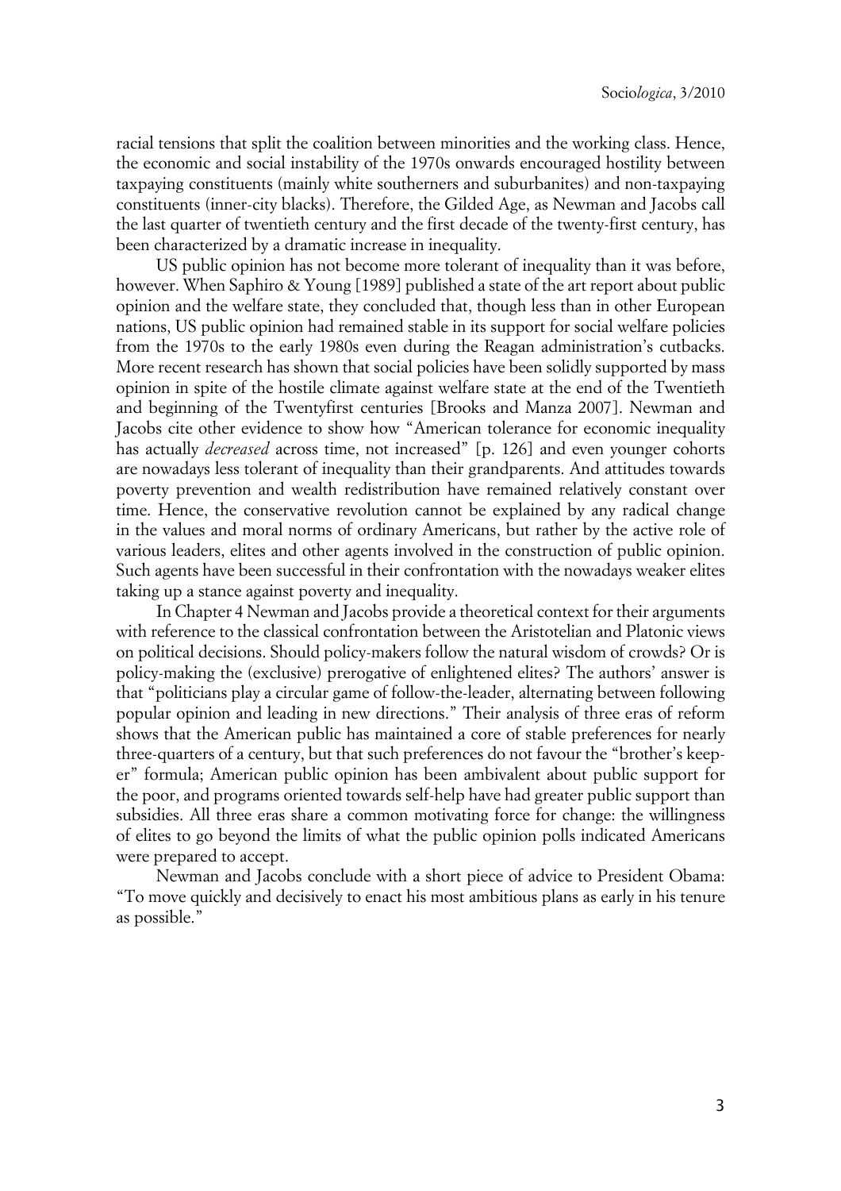racial tensions that split the coalition between minorities and the working class. Hence, the economic and social instability of the 1970s onwards encouraged hostility between taxpaying constituents (mainly white southerners and suburbanites) and non-taxpaying constituents (inner-city blacks). Therefore, the Gilded Age, as Newman and Jacobs call the last quarter of twentieth century and the first decade of the twenty-first century, has been characterized by a dramatic increase in inequality.

US public opinion has not become more tolerant of inequality than it was before, however. When Saphiro & Young [1989] published a state of the art report about public opinion and the welfare state, they concluded that, though less than in other European nations, US public opinion had remained stable in its support for social welfare policies from the 1970s to the early 1980s even during the Reagan administration's cutbacks. More recent research has shown that social policies have been solidly supported by mass opinion in spite of the hostile climate against welfare state at the end of the Twentieth and beginning of the Twentyfirst centuries [Brooks and Manza 2007]. Newman and Jacobs cite other evidence to show how "American tolerance for economic inequality has actually *decreased* across time, not increased" [p. 126] and even younger cohorts are nowadays less tolerant of inequality than their grandparents. And attitudes towards poverty prevention and wealth redistribution have remained relatively constant over time. Hence, the conservative revolution cannot be explained by any radical change in the values and moral norms of ordinary Americans, but rather by the active role of various leaders, elites and other agents involved in the construction of public opinion. Such agents have been successful in their confrontation with the nowadays weaker elites taking up a stance against poverty and inequality.

In Chapter 4 Newman and Jacobs provide a theoretical context for their arguments with reference to the classical confrontation between the Aristotelian and Platonic views on political decisions. Should policy-makers follow the natural wisdom of crowds? Or is policy-making the (exclusive) prerogative of enlightened elites? The authors' answer is that "politicians play a circular game of follow-the-leader, alternating between following popular opinion and leading in new directions." Their analysis of three eras of reform shows that the American public has maintained a core of stable preferences for nearly three-quarters of a century, but that such preferences do not favour the "brother's keeper" formula; American public opinion has been ambivalent about public support for the poor, and programs oriented towards self-help have had greater public support than subsidies. All three eras share a common motivating force for change: the willingness of elites to go beyond the limits of what the public opinion polls indicated Americans were prepared to accept.

Newman and Jacobs conclude with a short piece of advice to President Obama: "To move quickly and decisively to enact his most ambitious plans as early in his tenure as possible."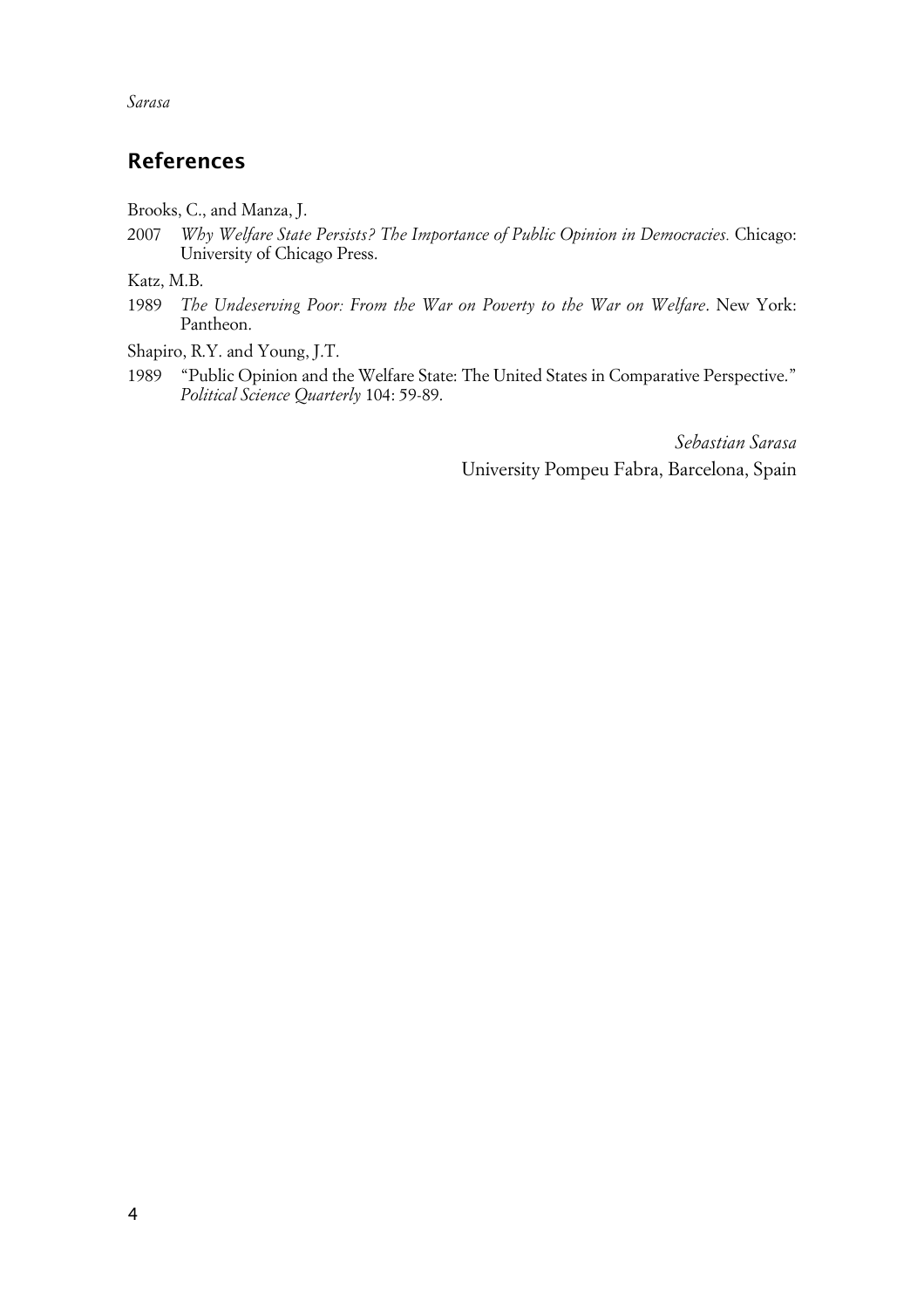## References

Brooks, C., and Manza, J.

2007 *Why Welfare State Persists? The Importance of Public Opinion in Democracies.* Chicago: University of Chicago Press.

Katz, M.B.

1989 *The Undeserving Poor: From the War on Poverty to the War on Welfare*. New York: Pantheon.

Shapiro, R.Y. and Young, J.T.

1989 "Public Opinion and the Welfare State: The United States in Comparative Perspective." *Political Science Quarterly* 104: 59-89.

*Sebastian Sarasa*
University Pompeu Fabra, Barcelona, Spain